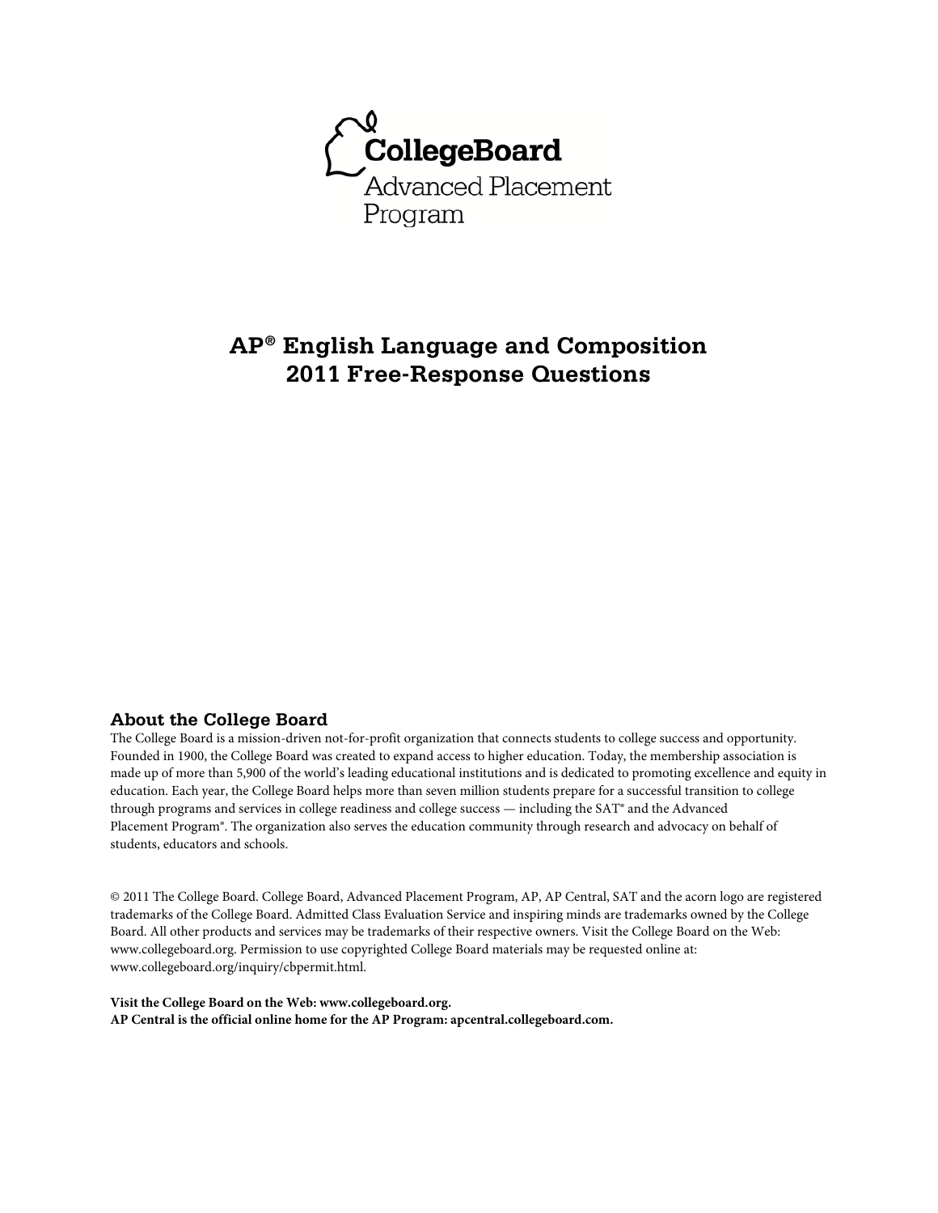CollegeBoard

Advanced Placement Program

# AP® English Language and Composition 2011 Free-Response Questions

## About the College Board

The College Board is a mission-driven not-for-profit organization that connects students to college success and opportunity. Founded in 1900, the College Board was created to expand access to higher education. Today, the membership association is made up of more than 5,900 of the world's leading educational institutions and is dedicated to promoting excellence and equity in education. Each year, the College Board helps more than seven million students prepare for a successful transition to college through programs and services in college readiness and college success — including the SAT® and the Advanced Placement Program®. The organization also serves the education community through research and advocacy on behalf of students, educators and schools.

© 2011 The College Board. College Board, Advanced Placement Program, AP, AP Central, SAT and the acorn logo are registered trademarks of the College Board. Admitted Class Evaluation Service and inspiring minds are trademarks owned by the College Board. All other products and services may be trademarks of their respective owners. Visit the College Board on the Web: www.collegeboard.org. Permission to use copyrighted College Board materials may be requested online at: www.collegeboard.org/inquiry/cbpermit.html.

**Visit the College Board on the Web: www.collegeboard.org.**
**AP Central is the official online home for the AP Program: apcentral.collegeboard.com.**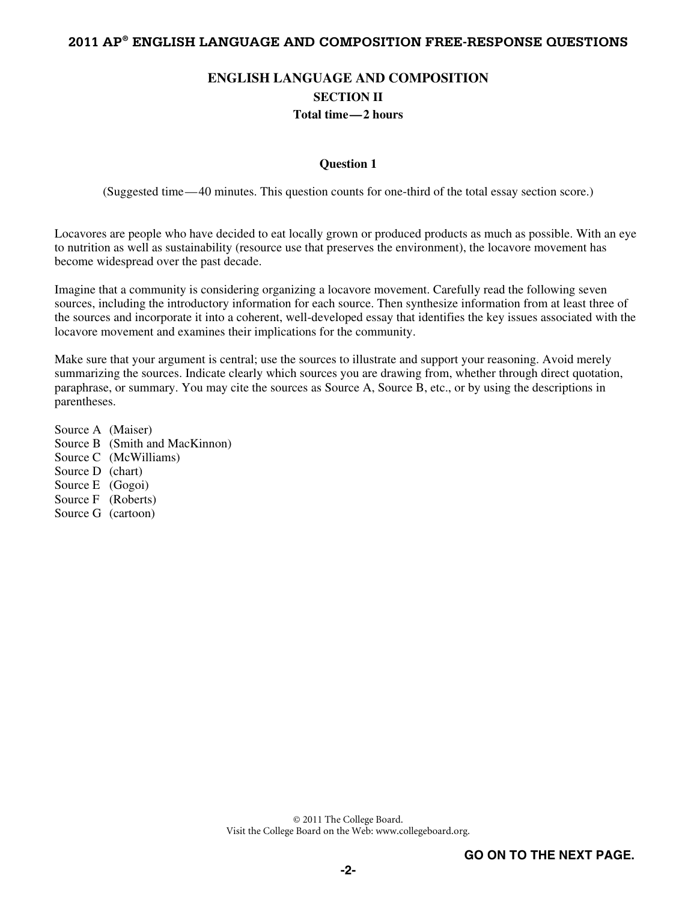## ENGLISH LANGUAGE AND COMPOSITION

### SECTION II

**Total time — 2 hours**

**Question 1**

(Suggested time — 40 minutes. This question counts for one-third of the total essay section score.)

Locavores are people who have decided to eat locally grown or produced products as much as possible. With an eye to nutrition as well as sustainability (resource use that preserves the environment), the locavore movement has become widespread over the past decade.

Imagine that a community is considering organizing a locavore movement. Carefully read the following seven sources, including the introductory information for each source. Then synthesize information from at least three of the sources and incorporate it into a coherent, well-developed essay that identifies the key issues associated with the locavore movement and examines their implications for the community.

Make sure that your argument is central; use the sources to illustrate and support your reasoning. Avoid merely summarizing the sources. Indicate clearly which sources you are drawing from, whether through direct quotation, paraphrase, or summary. You may cite the sources as Source A, Source B, etc., or by using the descriptions in parentheses.

Source A (Maiser)
Source B (Smith and MacKinnon)
Source C (McWilliams)
Source D (chart)
Source E (Gogoi)
Source F (Roberts)
Source G (cartoon)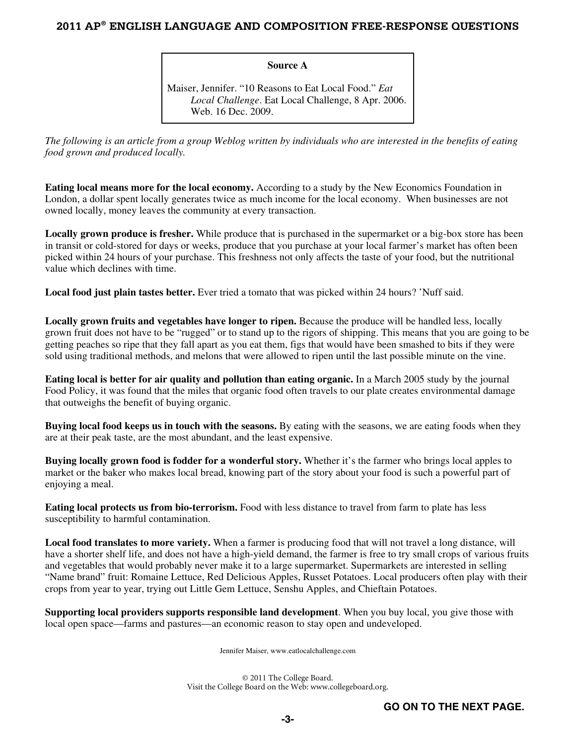**Source A**

Maiser, Jennifer. "10 Reasons to Eat Local Food." *Eat Local Challenge*. Eat Local Challenge, 8 Apr. 2006. Web. 16 Dec. 2009.

*The following is an article from a group Weblog written by individuals who are interested in the benefits of eating food grown and produced locally.*

**Eating local means more for the local economy.** According to a study by the New Economics Foundation in London, a dollar spent locally generates twice as much income for the local economy. When businesses are not owned locally, money leaves the community at every transaction.

**Locally grown produce is fresher.** While produce that is purchased in the supermarket or a big-box store has been in transit or cold-stored for days or weeks, produce that you purchase at your local farmer's market has often been picked within 24 hours of your purchase. This freshness not only affects the taste of your food, but the nutritional value which declines with time.

**Local food just plain tastes better.** Ever tried a tomato that was picked within 24 hours? 'Nuff said.

**Locally grown fruits and vegetables have longer to ripen.** Because the produce will be handled less, locally grown fruit does not have to be "rugged" or to stand up to the rigors of shipping. This means that you are going to be getting peaches so ripe that they fall apart as you eat them, figs that would have been smashed to bits if they were sold using traditional methods, and melons that were allowed to ripen until the last possible minute on the vine.

**Eating local is better for air quality and pollution than eating organic.** In a March 2005 study by the journal Food Policy, it was found that the miles that organic food often travels to our plate creates environmental damage that outweighs the benefit of buying organic.

**Buying local food keeps us in touch with the seasons.** By eating with the seasons, we are eating foods when they are at their peak taste, are the most abundant, and the least expensive.

**Buying locally grown food is fodder for a wonderful story.** Whether it's the farmer who brings local apples to market or the baker who makes local bread, knowing part of the story about your food is such a powerful part of enjoying a meal.

**Eating local protects us from bio-terrorism.** Food with less distance to travel from farm to plate has less susceptibility to harmful contamination.

**Local food translates to more variety.** When a farmer is producing food that will not travel a long distance, will have a shorter shelf life, and does not have a high-yield demand, the farmer is free to try small crops of various fruits and vegetables that would probably never make it to a large supermarket. Supermarkets are interested in selling "Name brand" fruit: Romaine Lettuce, Red Delicious Apples, Russet Potatoes. Local producers often play with their crops from year to year, trying out Little Gem Lettuce, Senshu Apples, and Chieftain Potatoes.

**Supporting local providers supports responsible land development**. When you buy local, you give those with local open space—farms and pastures—an economic reason to stay open and undeveloped.

Jennifer Maiser, www.eatlocalchallenge.com

© 2011 The College Board.
Visit the College Board on the Web: www.collegeboard.org.

**GO ON TO THE NEXT PAGE.**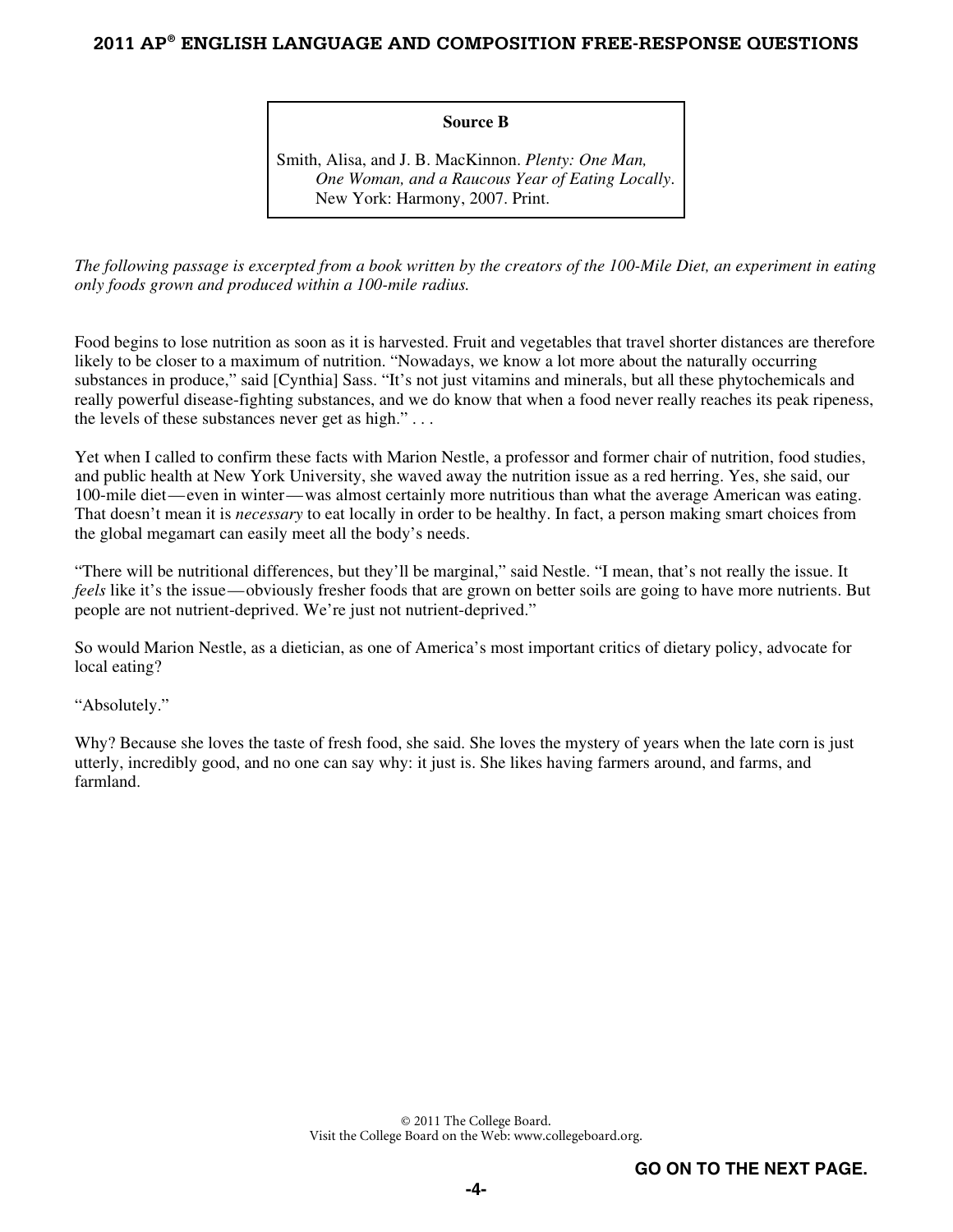**Source B**

Smith, Alisa, and J. B. MacKinnon. *Plenty: One Man, One Woman, and a Raucous Year of Eating Locally*. New York: Harmony, 2007. Print.

*The following passage is excerpted from a book written by the creators of the 100-Mile Diet, an experiment in eating only foods grown and produced within a 100-mile radius.*

Food begins to lose nutrition as soon as it is harvested. Fruit and vegetables that travel shorter distances are therefore likely to be closer to a maximum of nutrition. "Nowadays, we know a lot more about the naturally occurring substances in produce," said [Cynthia] Sass. "It's not just vitamins and minerals, but all these phytochemicals and really powerful disease-fighting substances, and we do know that when a food never really reaches its peak ripeness, the levels of these substances never get as high." . . .

Yet when I called to confirm these facts with Marion Nestle, a professor and former chair of nutrition, food studies, and public health at New York University, she waved away the nutrition issue as a red herring. Yes, she said, our 100-mile diet—even in winter—was almost certainly more nutritious than what the average American was eating. That doesn't mean it is *necessary* to eat locally in order to be healthy. In fact, a person making smart choices from the global megamart can easily meet all the body's needs.

"There will be nutritional differences, but they'll be marginal," said Nestle. "I mean, that's not really the issue. It *feels* like it's the issue—obviously fresher foods that are grown on better soils are going to have more nutrients. But people are not nutrient-deprived. We're just not nutrient-deprived."

So would Marion Nestle, as a dietician, as one of America's most important critics of dietary policy, advocate for local eating?

"Absolutely."

Why? Because she loves the taste of fresh food, she said. She loves the mystery of years when the late corn is just utterly, incredibly good, and no one can say why: it just is. She likes having farmers around, and farms, and farmland.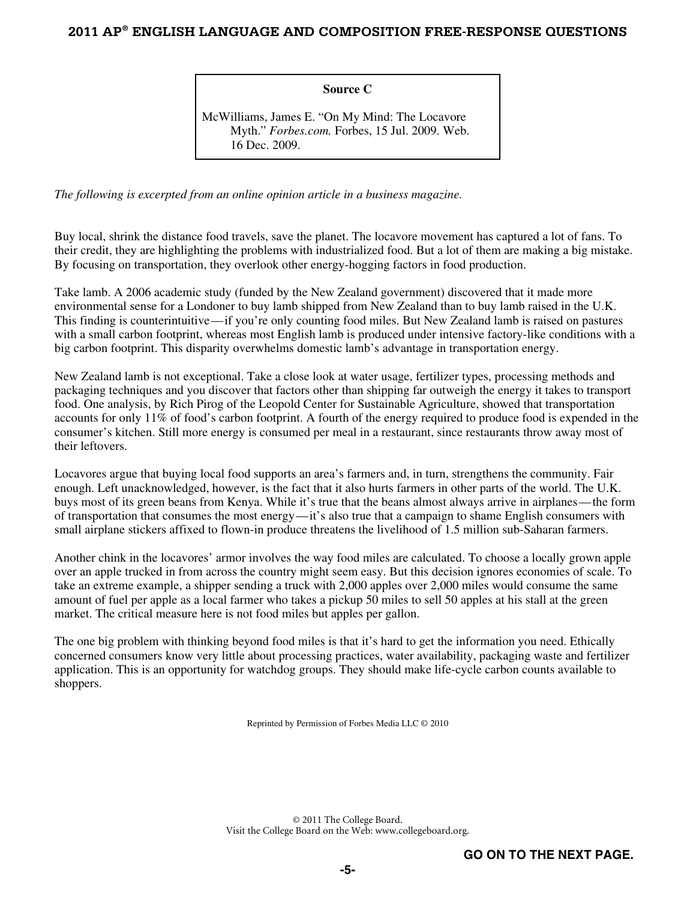**Source C**

McWilliams, James E. "On My Mind: The Locavore Myth." *Forbes.com.* Forbes, 15 Jul. 2009. Web. 16 Dec. 2009.

*The following is excerpted from an online opinion article in a business magazine.*

Buy local, shrink the distance food travels, save the planet. The locavore movement has captured a lot of fans. To their credit, they are highlighting the problems with industrialized food. But a lot of them are making a big mistake. By focusing on transportation, they overlook other energy-hogging factors in food production.

Take lamb. A 2006 academic study (funded by the New Zealand government) discovered that it made more environmental sense for a Londoner to buy lamb shipped from New Zealand than to buy lamb raised in the U.K. This finding is counterintuitive—if you're only counting food miles. But New Zealand lamb is raised on pastures with a small carbon footprint, whereas most English lamb is produced under intensive factory-like conditions with a big carbon footprint. This disparity overwhelms domestic lamb's advantage in transportation energy.

New Zealand lamb is not exceptional. Take a close look at water usage, fertilizer types, processing methods and packaging techniques and you discover that factors other than shipping far outweigh the energy it takes to transport food. One analysis, by Rich Pirog of the Leopold Center for Sustainable Agriculture, showed that transportation accounts for only 11% of food's carbon footprint. A fourth of the energy required to produce food is expended in the consumer's kitchen. Still more energy is consumed per meal in a restaurant, since restaurants throw away most of their leftovers.

Locavores argue that buying local food supports an area's farmers and, in turn, strengthens the community. Fair enough. Left unacknowledged, however, is the fact that it also hurts farmers in other parts of the world. The U.K. buys most of its green beans from Kenya. While it's true that the beans almost always arrive in airplanes—the form of transportation that consumes the most energy—it's also true that a campaign to shame English consumers with small airplane stickers affixed to flown-in produce threatens the livelihood of 1.5 million sub-Saharan farmers.

Another chink in the locavores' armor involves the way food miles are calculated. To choose a locally grown apple over an apple trucked in from across the country might seem easy. But this decision ignores economies of scale. To take an extreme example, a shipper sending a truck with 2,000 apples over 2,000 miles would consume the same amount of fuel per apple as a local farmer who takes a pickup 50 miles to sell 50 apples at his stall at the green market. The critical measure here is not food miles but apples per gallon.

The one big problem with thinking beyond food miles is that it's hard to get the information you need. Ethically concerned consumers know very little about processing practices, water availability, packaging waste and fertilizer application. This is an opportunity for watchdog groups. They should make life-cycle carbon counts available to shoppers.

Reprinted by Permission of Forbes Media LLC © 2010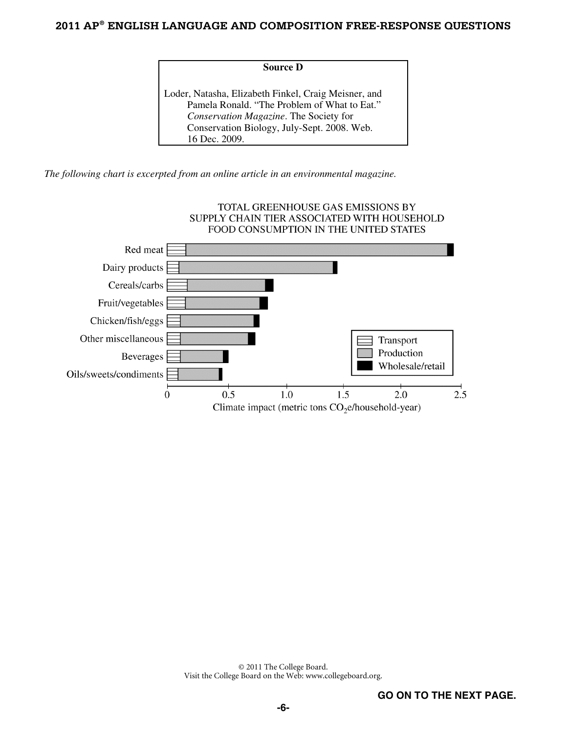**Source D**

Loder, Natasha, Elizabeth Finkel, Craig Meisner, and Pamela Ronald. "The Problem of What to Eat." *Conservation Magazine*. The Society for Conservation Biology, July-Sept. 2008. Web. 16 Dec. 2009.

*The following chart is excerpted from an online article in an environmental magazine.*

TOTAL GREENHOUSE GAS EMISSIONS BY SUPPLY CHAIN TIER ASSOCIATED WITH HOUSEHOLD FOOD CONSUMPTION IN THE UNITED STATES

Categories: Red meat, Dairy products, Cereals/carbs, Fruit/vegetables, Chicken/fish/eggs, Other miscellaneous, Beverages, Oils/sweets/condiments

Legend: Transport, Production, Wholesale/retail

Axis: 0, 0.5, 1.0, 1.5, 2.0, 2.5

Climate impact (metric tons $CO_2$e/household-year)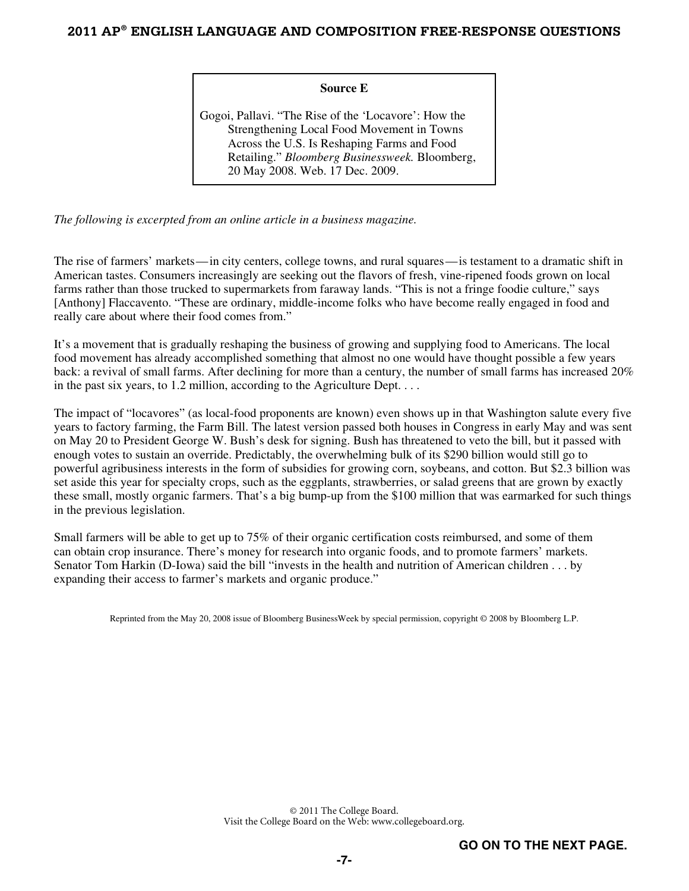**Source E**

Gogoi, Pallavi. "The Rise of the 'Locavore': How the Strengthening Local Food Movement in Towns Across the U.S. Is Reshaping Farms and Food Retailing." *Bloomberg Businessweek.* Bloomberg, 20 May 2008. Web. 17 Dec. 2009.

*The following is excerpted from an online article in a business magazine.*

The rise of farmers' markets — in city centers, college towns, and rural squares — is testament to a dramatic shift in American tastes. Consumers increasingly are seeking out the flavors of fresh, vine-ripened foods grown on local farms rather than those trucked to supermarkets from faraway lands. "This is not a fringe foodie culture," says [Anthony] Flaccavento. "These are ordinary, middle-income folks who have become really engaged in food and really care about where their food comes from."

It's a movement that is gradually reshaping the business of growing and supplying food to Americans. The local food movement has already accomplished something that almost no one would have thought possible a few years back: a revival of small farms. After declining for more than a century, the number of small farms has increased 20% in the past six years, to 1.2 million, according to the Agriculture Dept. . . .

The impact of "locavores" (as local-food proponents are known) even shows up in that Washington salute every five years to factory farming, the Farm Bill. The latest version passed both houses in Congress in early May and was sent on May 20 to President George W. Bush's desk for signing. Bush has threatened to veto the bill, but it passed with enough votes to sustain an override. Predictably, the overwhelming bulk of its $290 billion would still go to powerful agribusiness interests in the form of subsidies for growing corn, soybeans, and cotton. But $2.3 billion was set aside this year for specialty crops, such as the eggplants, strawberries, or salad greens that are grown by exactly these small, mostly organic farmers. That's a big bump-up from the $100 million that was earmarked for such things in the previous legislation.

Small farmers will be able to get up to 75% of their organic certification costs reimbursed, and some of them can obtain crop insurance. There's money for research into organic foods, and to promote farmers' markets. Senator Tom Harkin (D-Iowa) said the bill "invests in the health and nutrition of American children . . . by expanding their access to farmer's markets and organic produce."

Reprinted from the May 20, 2008 issue of Bloomberg BusinessWeek by special permission, copyright © 2008 by Bloomberg L.P.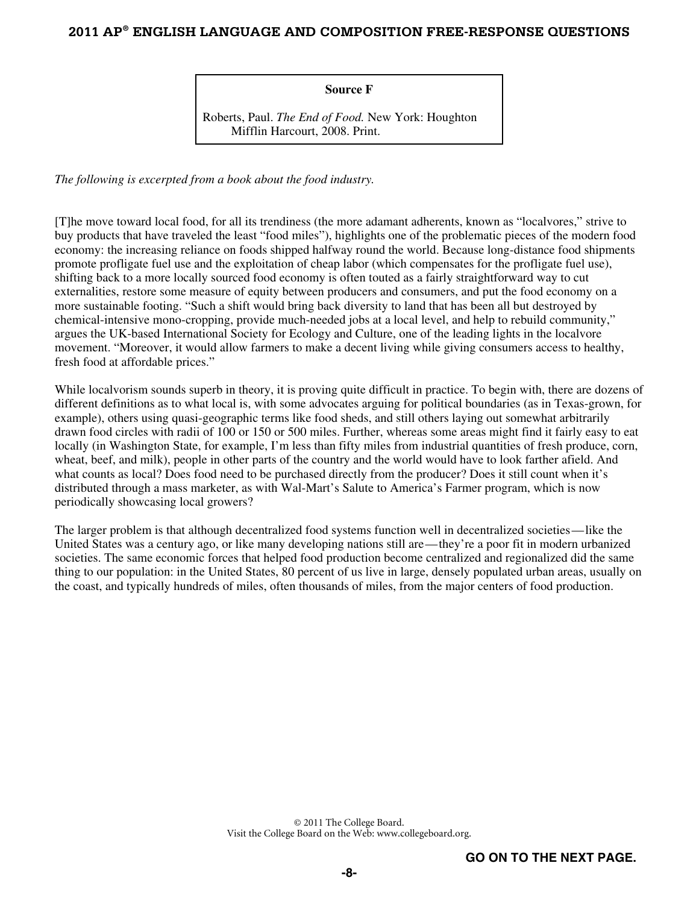**Source F**

Roberts, Paul. *The End of Food.* New York: Houghton Mifflin Harcourt, 2008. Print.

*The following is excerpted from a book about the food industry.*

[T]he move toward local food, for all its trendiness (the more adamant adherents, known as "localvores," strive to buy products that have traveled the least "food miles"), highlights one of the problematic pieces of the modern food economy: the increasing reliance on foods shipped halfway round the world. Because long-distance food shipments promote profligate fuel use and the exploitation of cheap labor (which compensates for the profligate fuel use), shifting back to a more locally sourced food economy is often touted as a fairly straightforward way to cut externalities, restore some measure of equity between producers and consumers, and put the food economy on a more sustainable footing. "Such a shift would bring back diversity to land that has been all but destroyed by chemical-intensive mono-cropping, provide much-needed jobs at a local level, and help to rebuild community," argues the UK-based International Society for Ecology and Culture, one of the leading lights in the localvore movement. "Moreover, it would allow farmers to make a decent living while giving consumers access to healthy, fresh food at affordable prices."

While localvorism sounds superb in theory, it is proving quite difficult in practice. To begin with, there are dozens of different definitions as to what local is, with some advocates arguing for political boundaries (as in Texas-grown, for example), others using quasi-geographic terms like food sheds, and still others laying out somewhat arbitrarily drawn food circles with radii of 100 or 150 or 500 miles. Further, whereas some areas might find it fairly easy to eat locally (in Washington State, for example, I'm less than fifty miles from industrial quantities of fresh produce, corn, wheat, beef, and milk), people in other parts of the country and the world would have to look farther afield. And what counts as local? Does food need to be purchased directly from the producer? Does it still count when it's distributed through a mass marketer, as with Wal-Mart's Salute to America's Farmer program, which is now periodically showcasing local growers?

The larger problem is that although decentralized food systems function well in decentralized societies—like the United States was a century ago, or like many developing nations still are—they're a poor fit in modern urbanized societies. The same economic forces that helped food production become centralized and regionalized did the same thing to our population: in the United States, 80 percent of us live in large, densely populated urban areas, usually on the coast, and typically hundreds of miles, often thousands of miles, from the major centers of food production.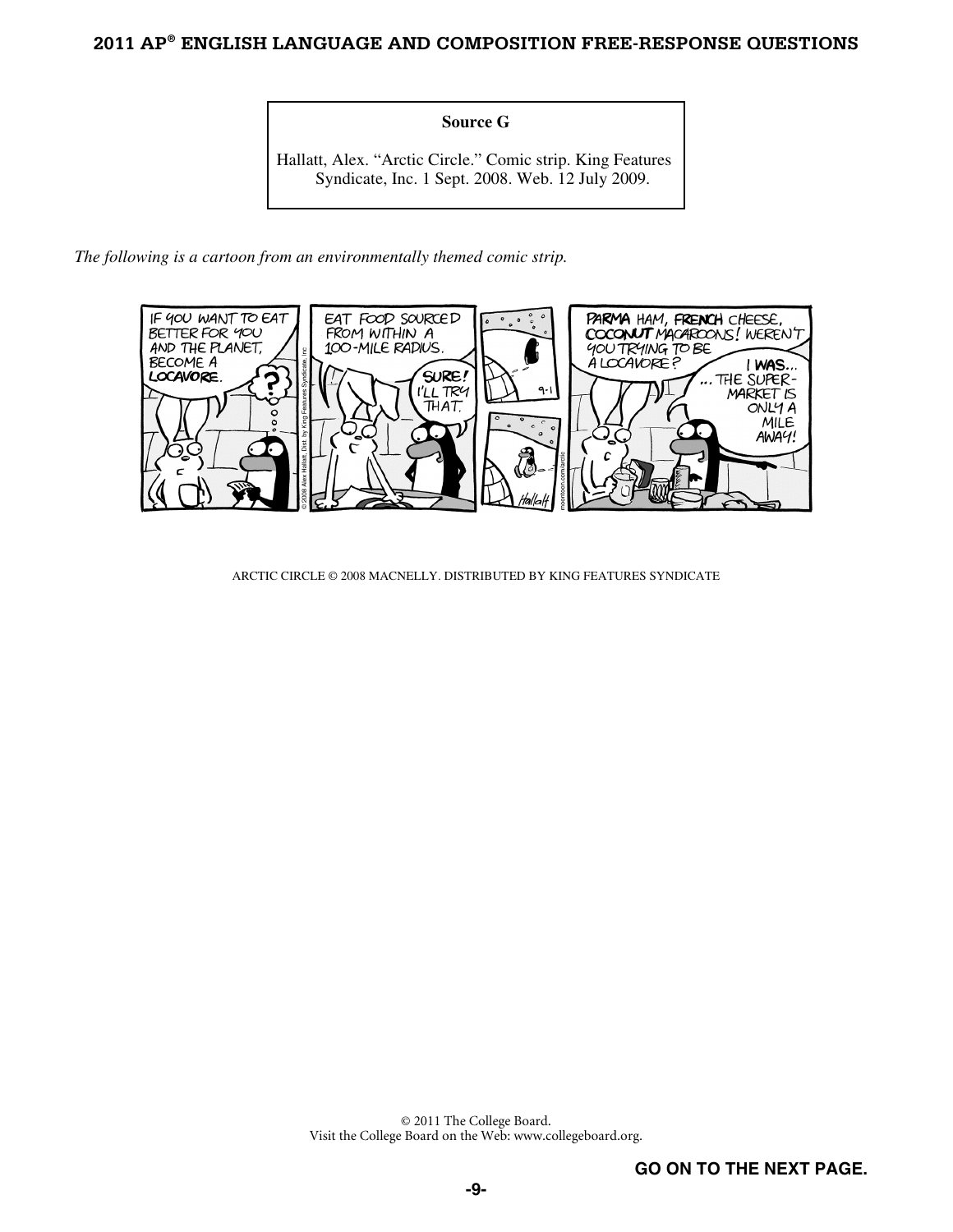**Source G**

Hallatt, Alex. "Arctic Circle." Comic strip. King Features Syndicate, Inc. 1 Sept. 2008. Web. 12 July 2009.

*The following is a cartoon from an environmentally themed comic strip.*

IF YOU WANT TO EAT BETTER FOR YOU AND THE PLANET, BECOME A **LOCAVORE**.

?

EAT FOOD SOURCED FROM WITHIN A 100-MILE RADIUS.

**SURE!** I'LL TRY THAT.

9-1

**PARMA** HAM, **FRENCH** CHEESE, **COCONUT** MACAROONS! WEREN'T YOU TRYING TO BE A LOCAVORE?

**I WAS**... ...THE SUPER-MARKET IS ONLY A MILE AWAY!

ARCTIC CIRCLE © 2008 MACNELLY. DISTRIBUTED BY KING FEATURES SYNDICATE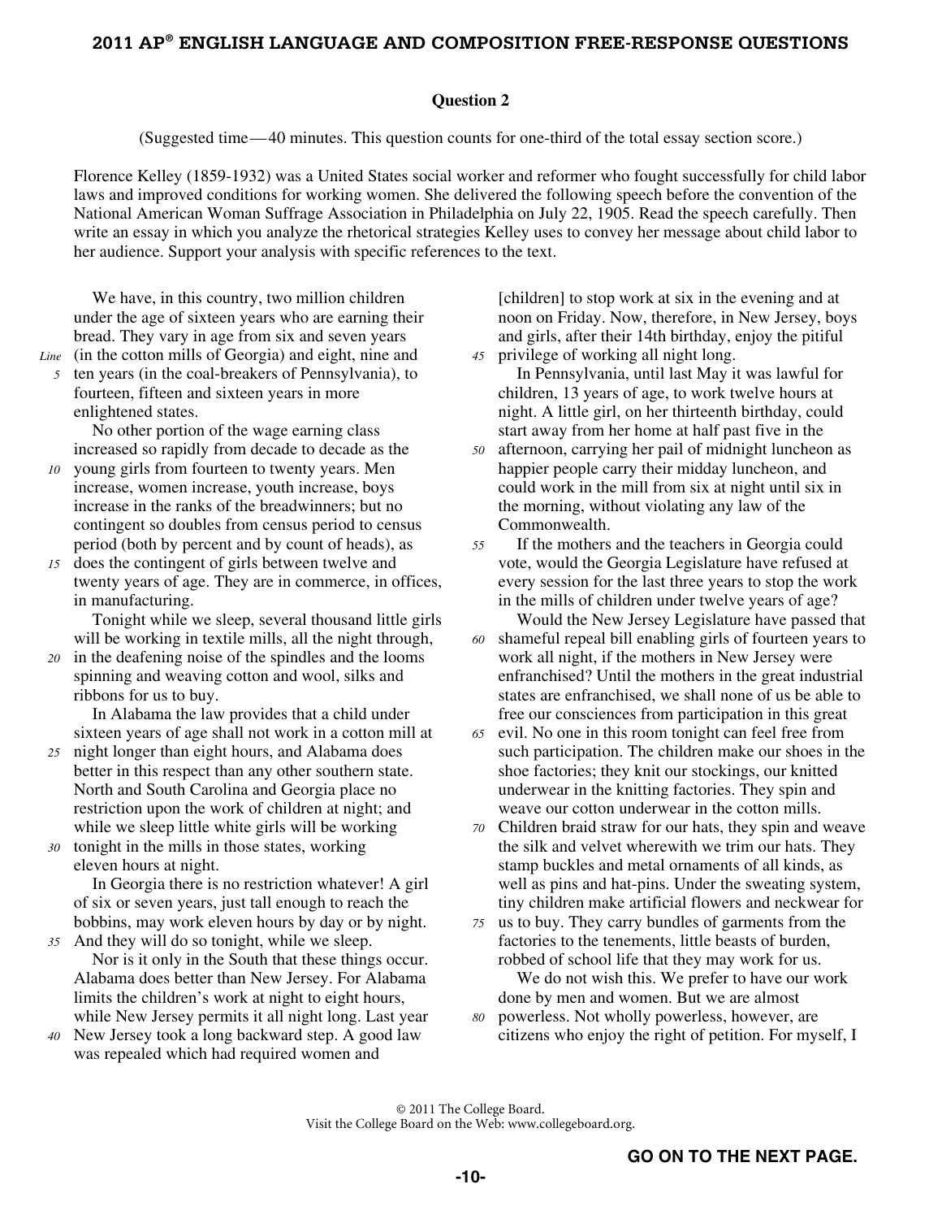## Question 2

(Suggested time—40 minutes. This question counts for one-third of the total essay section score.)

Florence Kelley (1859-1932) was a United States social worker and reformer who fought successfully for child labor laws and improved conditions for working women. She delivered the following speech before the convention of the National American Woman Suffrage Association in Philadelphia on July 22, 1905. Read the speech carefully. Then write an essay in which you analyze the rhetorical strategies Kelley uses to convey her message about child labor to her audience. Support your analysis with specific references to the text.

We have, in this country, two million children under the age of sixteen years who are earning their bread. They vary in age from six and seven years (in the cotton mills of Georgia) and eight, nine and ten years (in the coal-breakers of Pennsylvania), to fourteen, fifteen and sixteen years in more enlightened states.

No other portion of the wage earning class increased so rapidly from decade to decade as the young girls from fourteen to twenty years. Men increase, women increase, youth increase, boys increase in the ranks of the breadwinners; but no contingent so doubles from census period to census period (both by percent and by count of heads), as does the contingent of girls between twelve and twenty years of age. They are in commerce, in offices, in manufacturing.

Tonight while we sleep, several thousand little girls will be working in textile mills, all the night through, in the deafening noise of the spindles and the looms spinning and weaving cotton and wool, silks and ribbons for us to buy.

In Alabama the law provides that a child under sixteen years of age shall not work in a cotton mill at night longer than eight hours, and Alabama does better in this respect than any other southern state. North and South Carolina and Georgia place no restriction upon the work of children at night; and while we sleep little white girls will be working tonight in the mills in those states, working eleven hours at night.

In Georgia there is no restriction whatever! A girl of six or seven years, just tall enough to reach the bobbins, may work eleven hours by day or by night. And they will do so tonight, while we sleep.

Nor is it only in the South that these things occur. Alabama does better than New Jersey. For Alabama limits the children's work at night to eight hours, while New Jersey permits it all night long. Last year New Jersey took a long backward step. A good law was repealed which had required women and [children] to stop work at six in the evening and at noon on Friday. Now, therefore, in New Jersey, boys and girls, after their 14th birthday, enjoy the pitiful privilege of working all night long.

In Pennsylvania, until last May it was lawful for children, 13 years of age, to work twelve hours at night. A little girl, on her thirteenth birthday, could start away from her home at half past five in the afternoon, carrying her pail of midnight luncheon as happier people carry their midday luncheon, and could work in the mill from six at night until six in the morning, without violating any law of the Commonwealth.

If the mothers and the teachers in Georgia could vote, would the Georgia Legislature have refused at every session for the last three years to stop the work in the mills of children under twelve years of age?

Would the New Jersey Legislature have passed that shameful repeal bill enabling girls of fourteen years to work all night, if the mothers in New Jersey were enfranchised? Until the mothers in the great industrial states are enfranchised, we shall none of us be able to free our consciences from participation in this great evil. No one in this room tonight can feel free from such participation. The children make our shoes in the shoe factories; they knit our stockings, our knitted underwear in the knitting factories. They spin and weave our cotton underwear in the cotton mills. Children braid straw for our hats, they spin and weave the silk and velvet wherewith we trim our hats. They stamp buckles and metal ornaments of all kinds, as well as pins and hat-pins. Under the sweating system, tiny children make artificial flowers and neckwear for us to buy. They carry bundles of garments from the factories to the tenements, little beasts of burden, robbed of school life that they may work for us.

We do not wish this. We prefer to have our work done by men and women. But we are almost powerless. Not wholly powerless, however, are citizens who enjoy the right of petition. For myself, I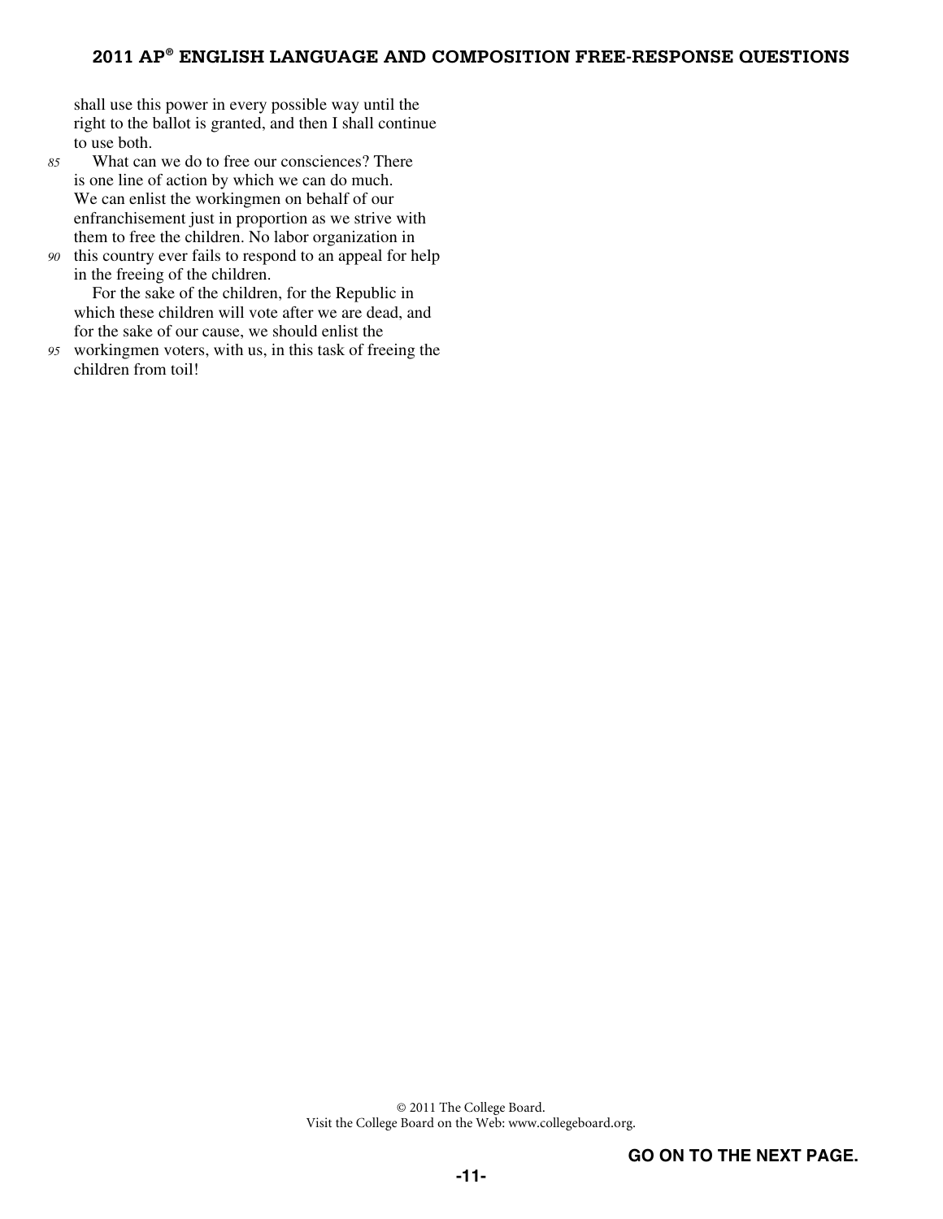shall use this power in every possible way until the right to the ballot is granted, and then I shall continue to use both.

What can we do to free our consciences? There is one line of action by which we can do much. We can enlist the workingmen on behalf of our enfranchisement just in proportion as we strive with them to free the children. No labor organization in this country ever fails to respond to an appeal for help in the freeing of the children.

For the sake of the children, for the Republic in which these children will vote after we are dead, and for the sake of our cause, we should enlist the workingmen voters, with us, in this task of freeing the children from toil!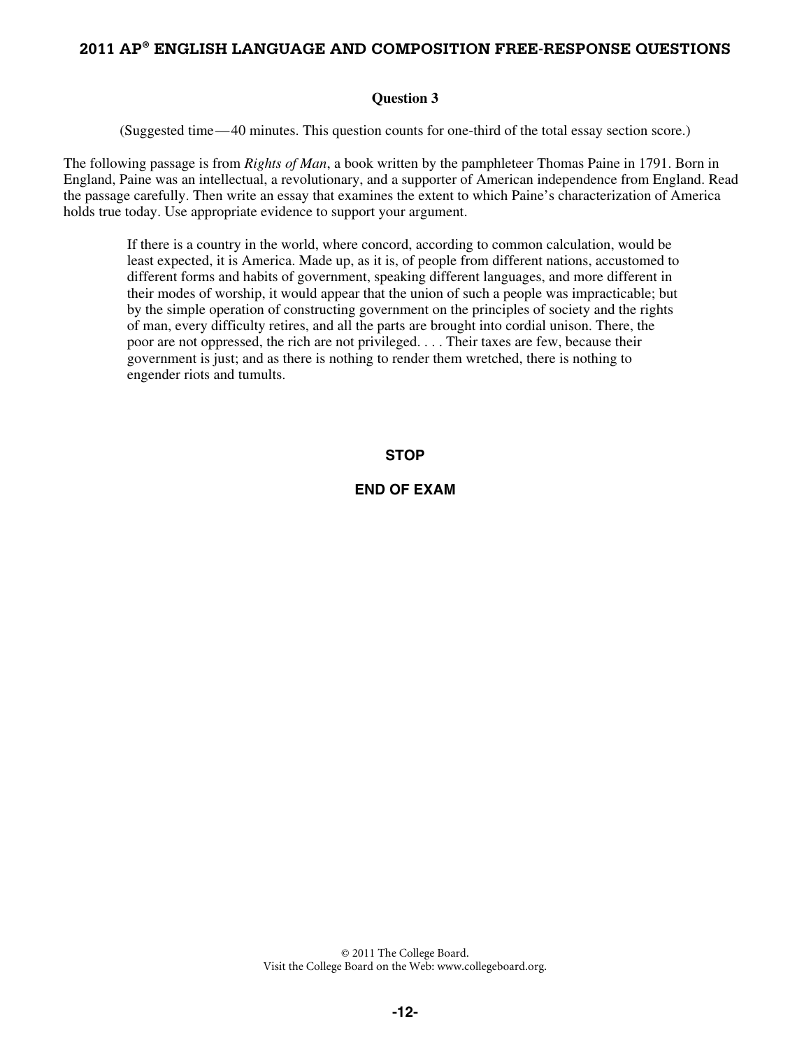### Question 3

(Suggested time—40 minutes. This question counts for one-third of the total essay section score.)

The following passage is from *Rights of Man*, a book written by the pamphleteer Thomas Paine in 1791. Born in England, Paine was an intellectual, a revolutionary, and a supporter of American independence from England. Read the passage carefully. Then write an essay that examines the extent to which Paine's characterization of America holds true today. Use appropriate evidence to support your argument.

> If there is a country in the world, where concord, according to common calculation, would be least expected, it is America. Made up, as it is, of people from different nations, accustomed to different forms and habits of government, speaking different languages, and more different in their modes of worship, it would appear that the union of such a people was impracticable; but by the simple operation of constructing government on the principles of society and the rights of man, every difficulty retires, and all the parts are brought into cordial unison. There, the poor are not oppressed, the rich are not privileged. . . . Their taxes are few, because their government is just; and as there is nothing to render them wretched, there is nothing to engender riots and tumults.

**STOP**

**END OF EXAM**

© 2011 The College Board.
Visit the College Board on the Web: www.collegeboard.org.